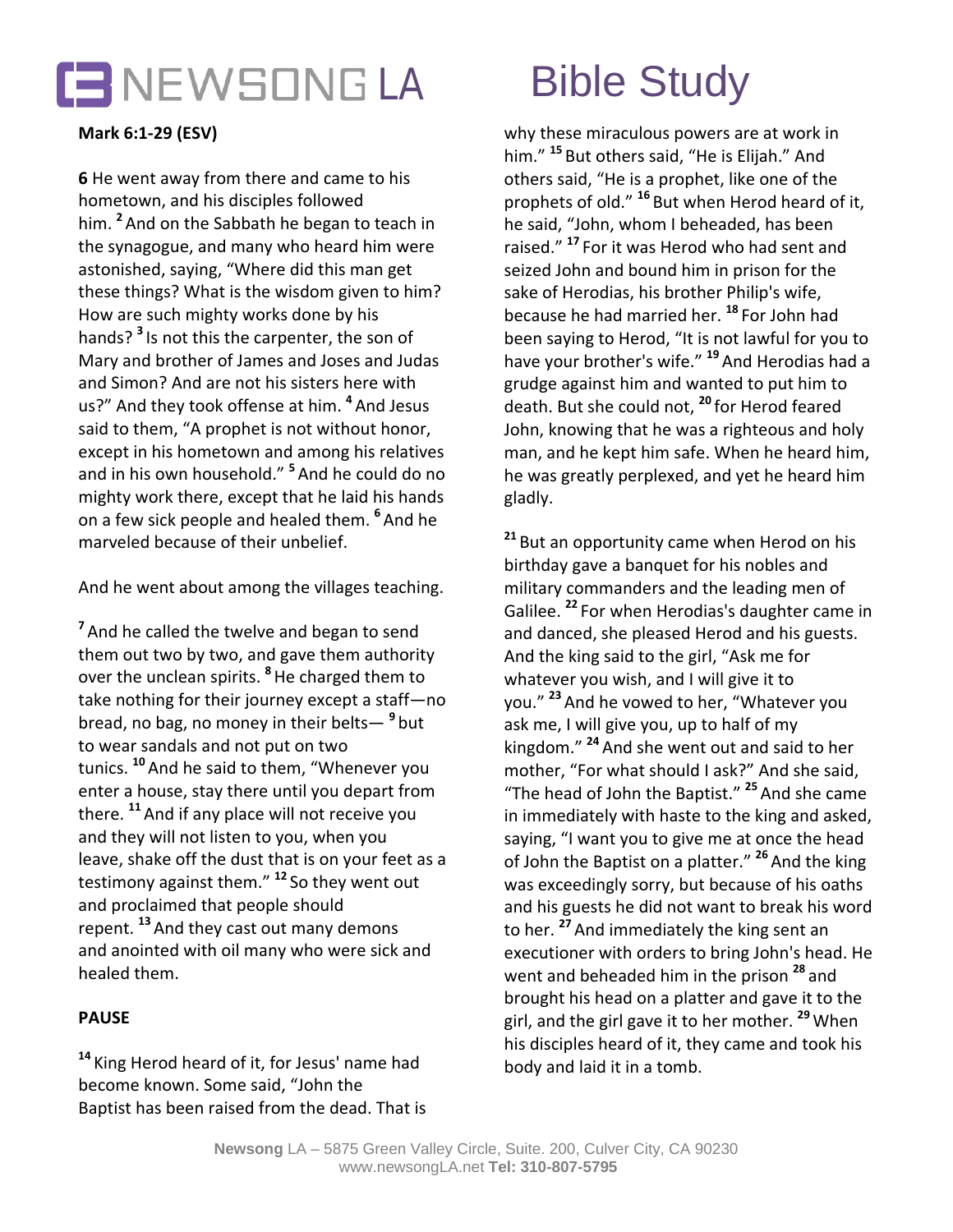# NEWSONG LA Bible Study

**Mark 6:1-29 (ESV)**

**6** He went away from there and came to his hometown, and his disciples followed him. [2] And on the Sabbath he began to teach in the synagogue, and many who heard him were astonished, saying, "Where did this man get these things? What is the wisdom given to him? How are such mighty works done by his hands? [3] Is not this the carpenter, the son of Mary and brother of James and Joses and Judas and Simon? And are not his sisters here with us?" And they took offense at him. [4] And Jesus said to them, "A prophet is not without honor, except in his hometown and among his relatives and in his own household." [5] And he could do no mighty work there, except that he laid his hands on a few sick people and healed them. [6] And he marveled because of their unbelief.

And he went about among the villages teaching.

[7] And he called the twelve and began to send them out two by two, and gave them authority over the unclean spirits. [8] He charged them to take nothing for their journey except a staff—no bread, no bag, no money in their belts— [9] but to wear sandals and not put on two tunics. [10] And he said to them, "Whenever you enter a house, stay there until you depart from there. [11] And if any place will not receive you and they will not listen to you, when you leave, shake off the dust that is on your feet as a testimony against them." [12] So they went out and proclaimed that people should repent. [13] And they cast out many demons and anointed with oil many who were sick and healed them.

**PAUSE**

[14] King Herod heard of it, for Jesus' name had become known. Some said, "John the Baptist has been raised from the dead. That is why these miraculous powers are at work in him." [15] But others said, "He is Elijah." And others said, "He is a prophet, like one of the prophets of old." [16] But when Herod heard of it, he said, "John, whom I beheaded, has been raised." [17] For it was Herod who had sent and seized John and bound him in prison for the sake of Herodias, his brother Philip's wife, because he had married her. [18] For John had been saying to Herod, "It is not lawful for you to have your brother's wife." [19] And Herodias had a grudge against him and wanted to put him to death. But she could not, [20] for Herod feared John, knowing that he was a righteous and holy man, and he kept him safe. When he heard him, he was greatly perplexed, and yet he heard him gladly.

[21] But an opportunity came when Herod on his birthday gave a banquet for his nobles and military commanders and the leading men of Galilee. [22] For when Herodias's daughter came in and danced, she pleased Herod and his guests. And the king said to the girl, "Ask me for whatever you wish, and I will give it to you." [23] And he vowed to her, "Whatever you ask me, I will give you, up to half of my kingdom." [24] And she went out and said to her mother, "For what should I ask?" And she said, "The head of John the Baptist." [25] And she came in immediately with haste to the king and asked, saying, "I want you to give me at once the head of John the Baptist on a platter." [26] And the king was exceedingly sorry, but because of his oaths and his guests he did not want to break his word to her. [27] And immediately the king sent an executioner with orders to bring John's head. He went and beheaded him in the prison [28] and brought his head on a platter and gave it to the girl, and the girl gave it to her mother. [29] When his disciples heard of it, they came and took his body and laid it in a tomb.

**Newsong** LA – 5875 Green Valley Circle, Suite. 200, Culver City, CA 90230
www.newsongLA.net **Tel: 310-807-5795**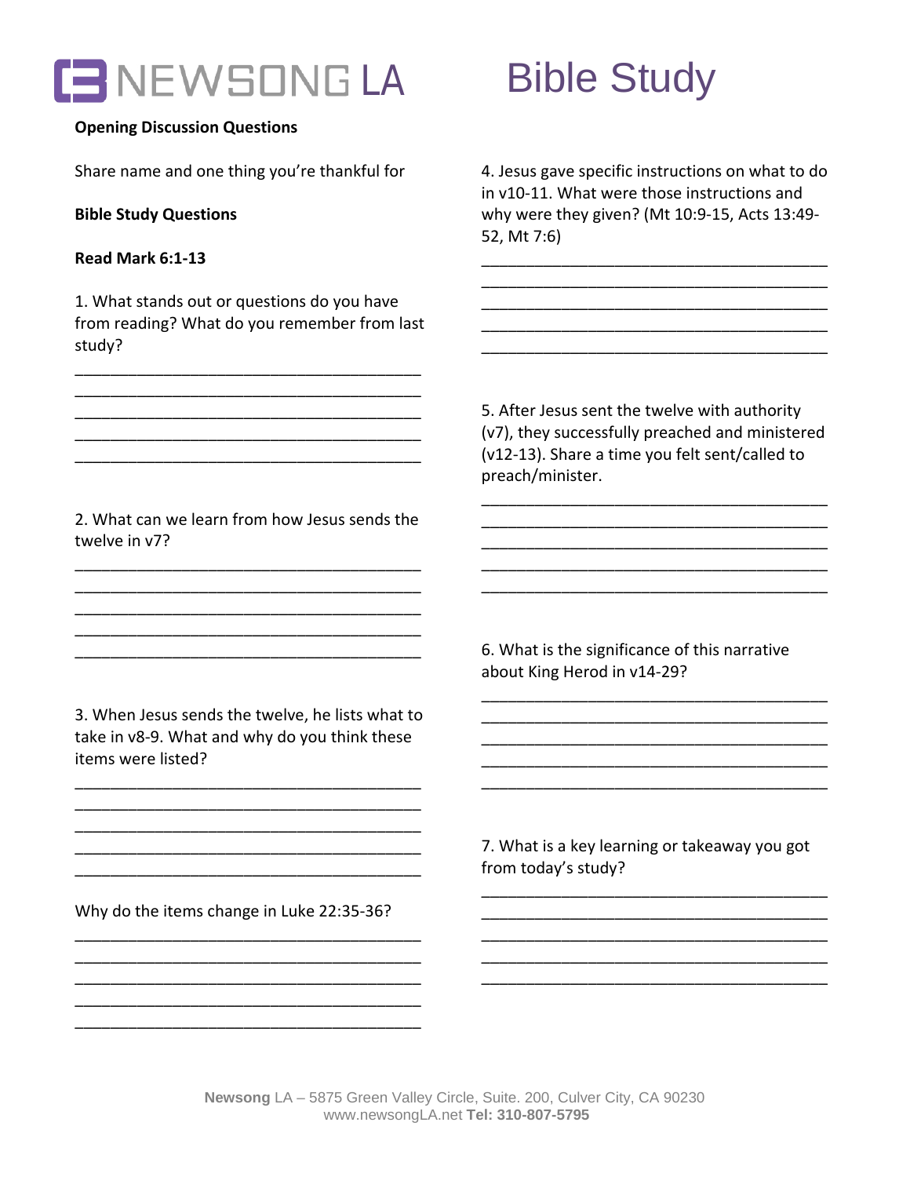# NEWSONG LA Bible Study

**Opening Discussion Questions**

Share name and one thing you're thankful for

**Bible Study Questions**

**Read Mark 6:1-13**

1. What stands out or questions do you have from reading? What do you remember from last study?

_______________________________________
_______________________________________
_______________________________________
_______________________________________
_______________________________________

2. What can we learn from how Jesus sends the twelve in v7?

_______________________________________
_______________________________________
_______________________________________
_______________________________________
_______________________________________

3. When Jesus sends the twelve, he lists what to take in v8-9. What and why do you think these items were listed?

_______________________________________
_______________________________________
_______________________________________
_______________________________________
_______________________________________

Why do the items change in Luke 22:35-36?

_______________________________________
_______________________________________
_______________________________________
_______________________________________
_______________________________________

4. Jesus gave specific instructions on what to do in v10-11. What were those instructions and why were they given? (Mt 10:9-15, Acts 13:49-52, Mt 7:6)

_______________________________________
_______________________________________
_______________________________________
_______________________________________
_______________________________________

5. After Jesus sent the twelve with authority (v7), they successfully preached and ministered (v12-13). Share a time you felt sent/called to preach/minister.

_______________________________________
_______________________________________
_______________________________________
_______________________________________
_______________________________________

6. What is the significance of this narrative about King Herod in v14-29?

_______________________________________
_______________________________________
_______________________________________
_______________________________________
_______________________________________

7. What is a key learning or takeaway you got from today's study?

_______________________________________
_______________________________________
_______________________________________
_______________________________________
_______________________________________

**Newsong** LA – 5875 Green Valley Circle, Suite. 200, Culver City, CA 90230
www.newsongLA.net **Tel: 310-807-5795**